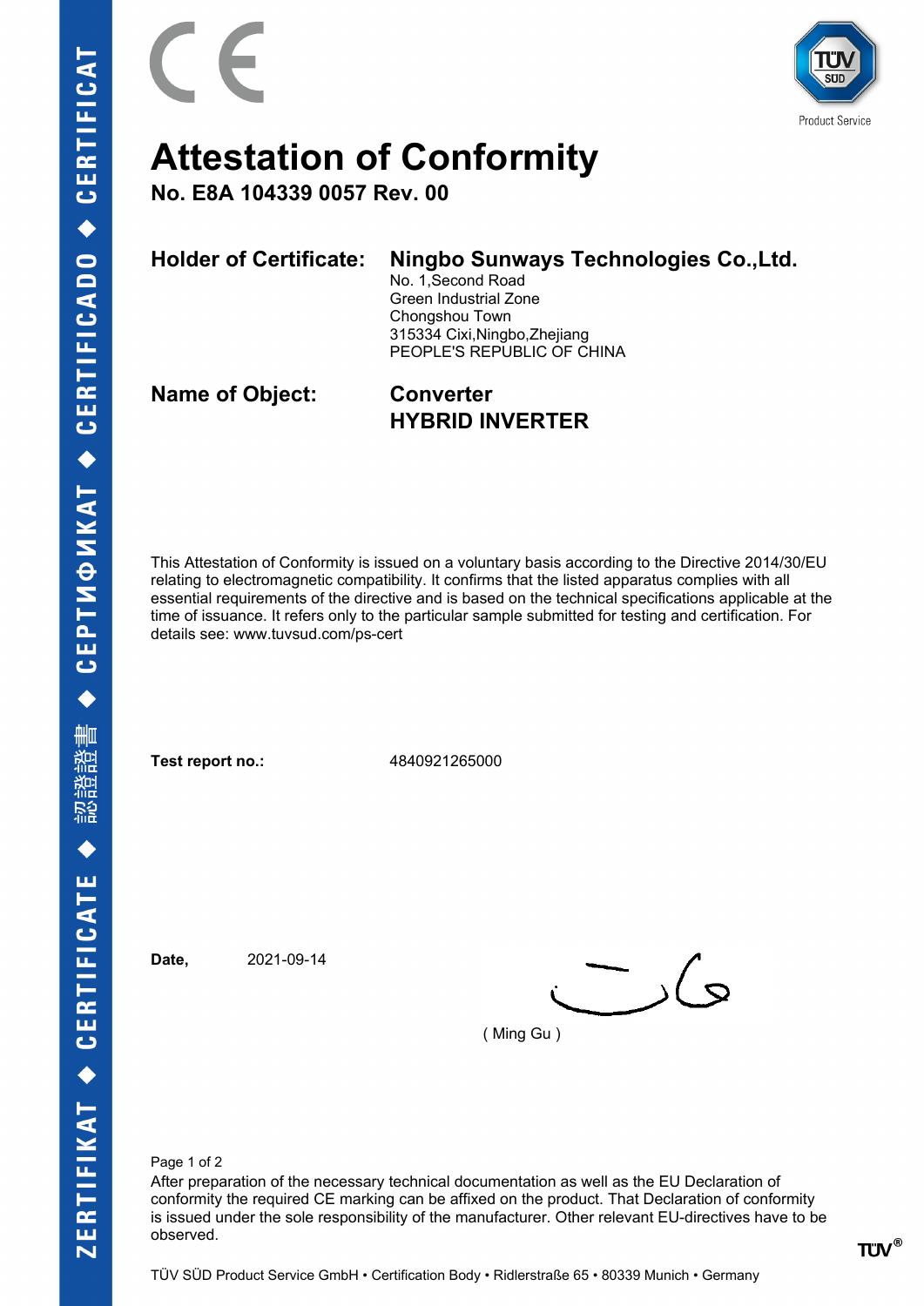# Attestation of Conformity

## No. E8A 104339 0057 Rev. 00

**Holder of Certificate:** **Ningbo Sunways Technologies Co.,Ltd.**
No. 1,Second Road
Green Industrial Zone
Chongshou Town
315334 Cixi,Ningbo,Zhejiang
PEOPLE'S REPUBLIC OF CHINA

**Name of Object:** **Converter**
**HYBRID INVERTER**

This Attestation of Conformity is issued on a voluntary basis according to the Directive 2014/30/EU relating to electromagnetic compatibility. It confirms that the listed apparatus complies with all essential requirements of the directive and is based on the technical specifications applicable at the time of issuance. It refers only to the particular sample submitted for testing and certification. For details see: www.tuvsud.com/ps-cert

**Test report no.:** 4840921265000

**Date,** 2021-09-14

( Ming Gu )

After preparation of the necessary technical documentation as well as the EU Declaration of conformity the required CE marking can be affixed on the product. That Declaration of conformity is issued under the sole responsibility of the manufacturer. Other relevant EU-directives have to be observed.

TÜV SÜD Product Service GmbH • Certification Body • Ridlerstraße 65 • 80339 Munich • Germany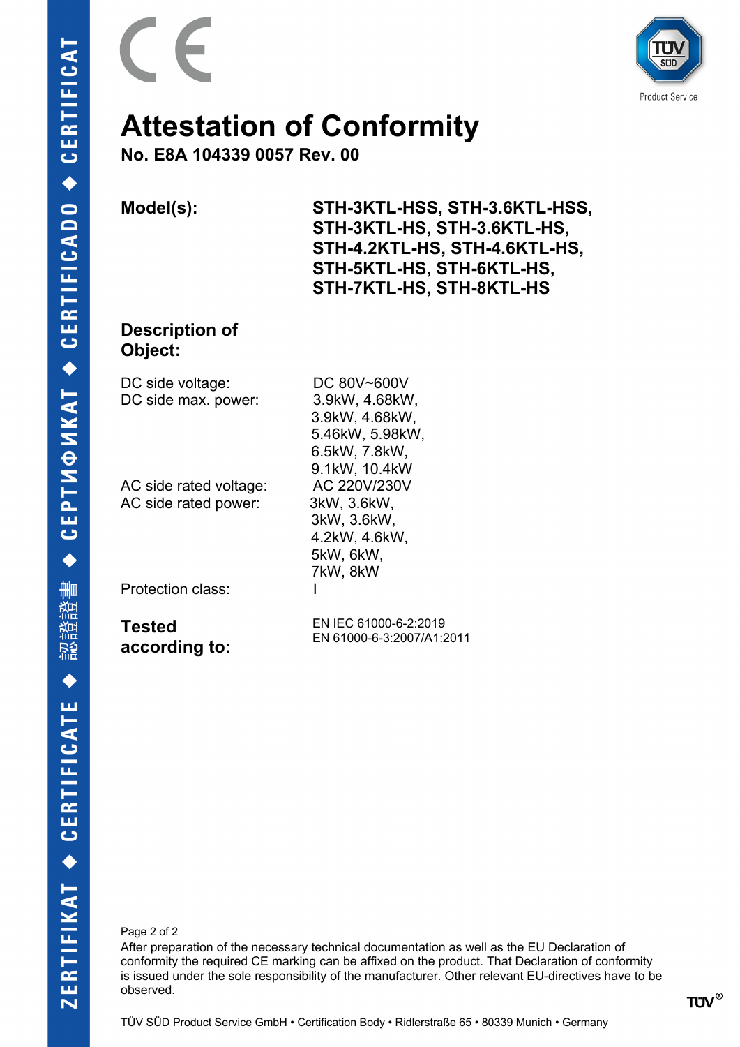# Attestation of Conformity

**No. E8A 104339 0057 Rev. 00**

| | |
|---|---|
| **Model(s):** | **STH-3KTL-HSS, STH-3.6KTL-HSS, STH-3KTL-HS, STH-3.6KTL-HS, STH-4.2KTL-HS, STH-4.6KTL-HS, STH-5KTL-HS, STH-6KTL-HS, STH-7KTL-HS, STH-8KTL-HS** |

**Description of Object:**

| | |
|---|---|
| DC side voltage: | DC 80V~600V |
| DC side max. power: | 3.9kW, 4.68kW, 3.9kW, 4.68kW, 5.46kW, 5.98kW, 6.5kW, 7.8kW, 9.1kW, 10.4kW |
| AC side rated voltage: | AC 220V/230V |
| AC side rated power: | 3kW, 3.6kW, 3kW, 3.6kW, 4.2kW, 4.6kW, 5kW, 6kW, 7kW, 8kW |
| Protection class: | I |

| | |
|---|---|
| **Tested according to:** | EN IEC 61000-6-2:2019<br>EN 61000-6-3:2007/A1:2011 |

After preparation of the necessary technical documentation as well as the EU Declaration of conformity the required CE marking can be affixed on the product. That Declaration of conformity is issued under the sole responsibility of the manufacturer. Other relevant EU-directives have to be observed.

TÜV SÜD Product Service GmbH • Certification Body • Ridlerstraße 65 • 80339 Munich • Germany